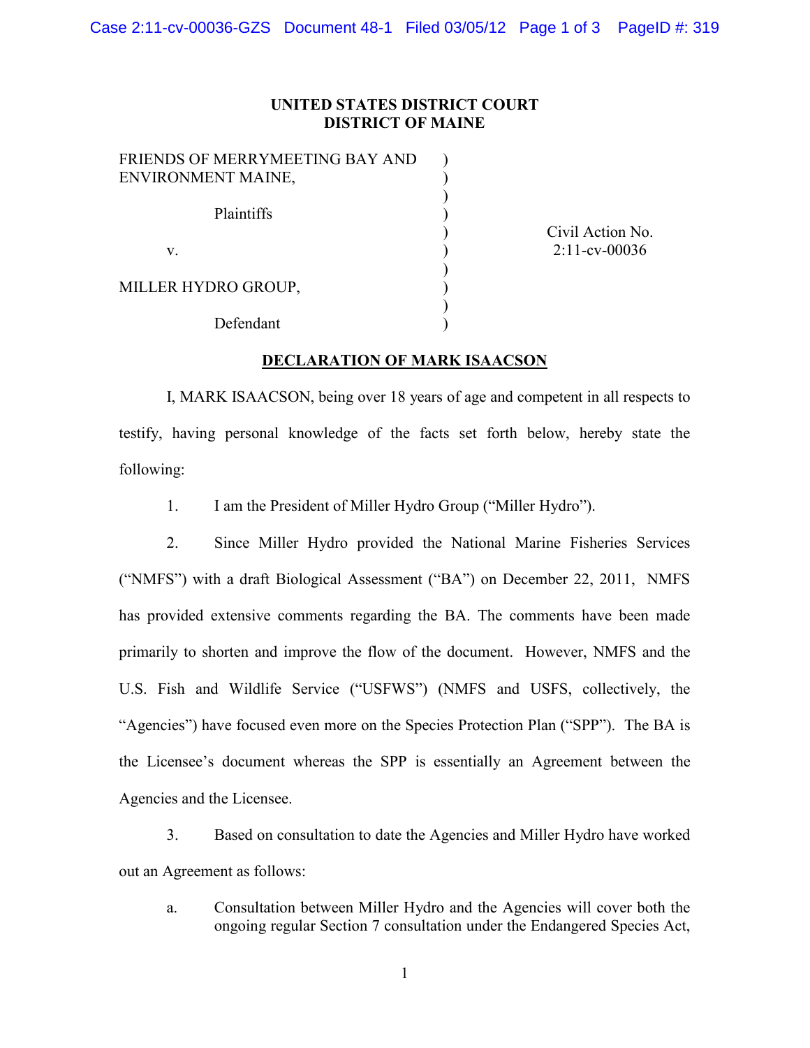**UNITED STATES DISTRICT COURT**
**DISTRICT OF MAINE**

FRIENDS OF MERRYMEETING BAY AND ENVIRONMENT MAINE,

Plaintiffs

v.

MILLER HYDRO GROUP,

Defendant

Civil Action No. 2:11-cv-00036

**DECLARATION OF MARK ISAACSON**

I, MARK ISAACSON, being over 18 years of age and competent in all respects to testify, having personal knowledge of the facts set forth below, hereby state the following:

1. I am the President of Miller Hydro Group ("Miller Hydro").

2. Since Miller Hydro provided the National Marine Fisheries Services ("NMFS") with a draft Biological Assessment ("BA") on December 22, 2011, NMFS has provided extensive comments regarding the BA. The comments have been made primarily to shorten and improve the flow of the document. However, NMFS and the U.S. Fish and Wildlife Service ("USFWS") (NMFS and USFS, collectively, the "Agencies") have focused even more on the Species Protection Plan ("SPP"). The BA is the Licensee's document whereas the SPP is essentially an Agreement between the Agencies and the Licensee.

3. Based on consultation to date the Agencies and Miller Hydro have worked out an Agreement as follows:

   a. Consultation between Miller Hydro and the Agencies will cover both the ongoing regular Section 7 consultation under the Endangered Species Act,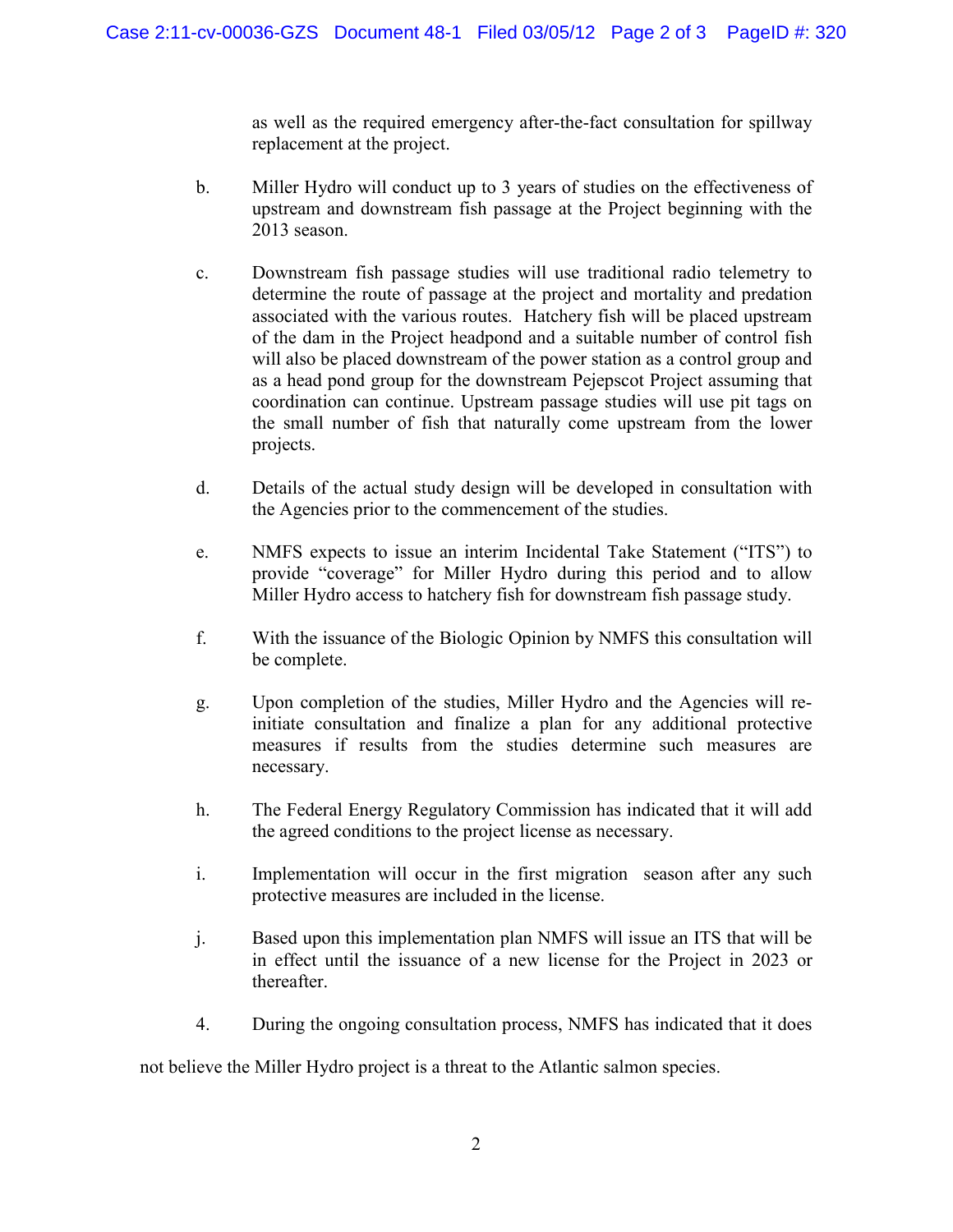as well as the required emergency after-the-fact consultation for spillway replacement at the project.

b. Miller Hydro will conduct up to 3 years of studies on the effectiveness of upstream and downstream fish passage at the Project beginning with the 2013 season.

c. Downstream fish passage studies will use traditional radio telemetry to determine the route of passage at the project and mortality and predation associated with the various routes. Hatchery fish will be placed upstream of the dam in the Project headpond and a suitable number of control fish will also be placed downstream of the power station as a control group and as a head pond group for the downstream Pejepscot Project assuming that coordination can continue. Upstream passage studies will use pit tags on the small number of fish that naturally come upstream from the lower projects.

d. Details of the actual study design will be developed in consultation with the Agencies prior to the commencement of the studies.

e. NMFS expects to issue an interim Incidental Take Statement ("ITS") to provide "coverage" for Miller Hydro during this period and to allow Miller Hydro access to hatchery fish for downstream fish passage study.

f. With the issuance of the Biologic Opinion by NMFS this consultation will be complete.

g. Upon completion of the studies, Miller Hydro and the Agencies will re-initiate consultation and finalize a plan for any additional protective measures if results from the studies determine such measures are necessary.

h. The Federal Energy Regulatory Commission has indicated that it will add the agreed conditions to the project license as necessary.

i. Implementation will occur in the first migration season after any such protective measures are included in the license.

j. Based upon this implementation plan NMFS will issue an ITS that will be in effect until the issuance of a new license for the Project in 2023 or thereafter.

4. During the ongoing consultation process, NMFS has indicated that it does not believe the Miller Hydro project is a threat to the Atlantic salmon species.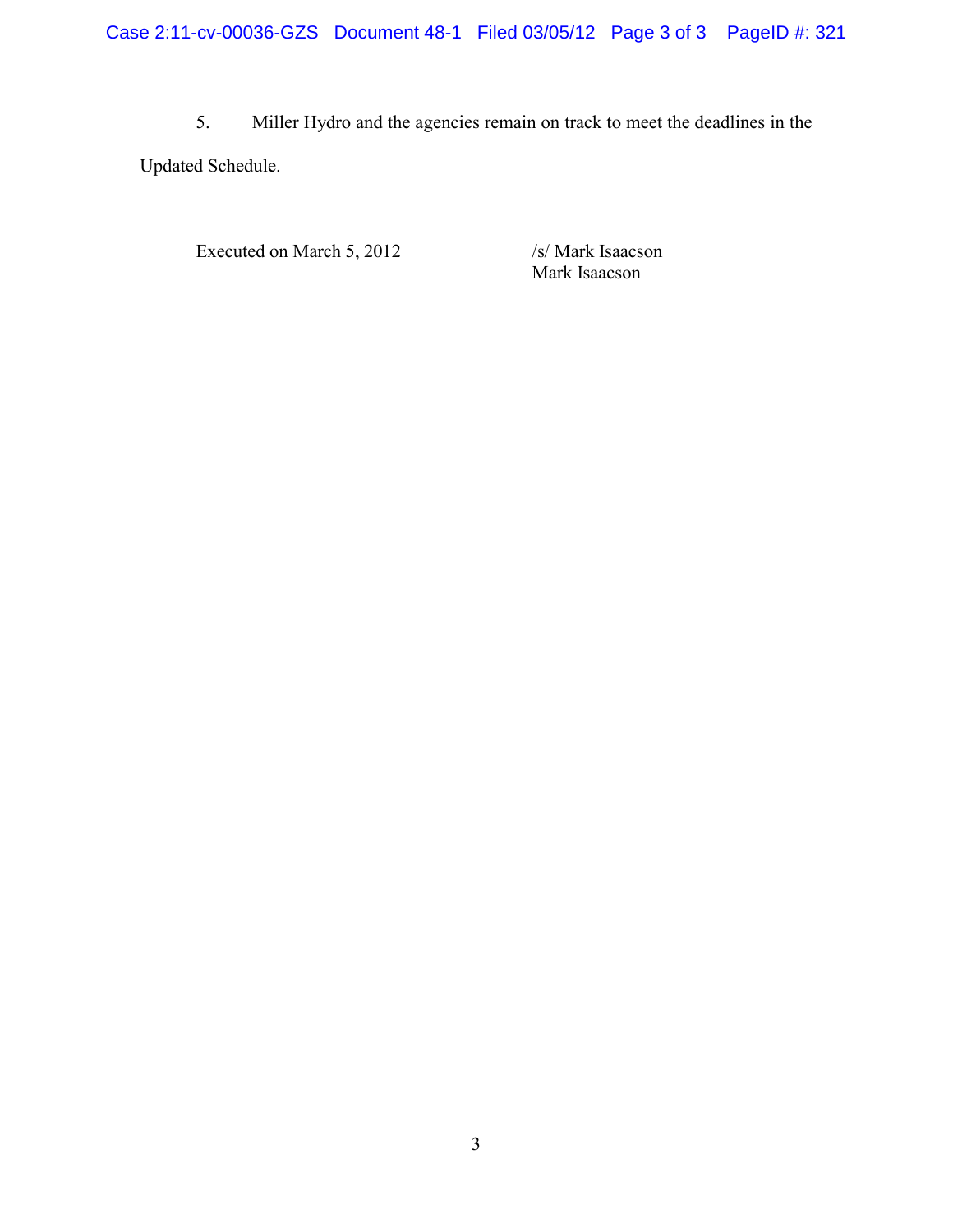5. Miller Hydro and the agencies remain on track to meet the deadlines in the Updated Schedule.

Executed on March 5, 2012 /s/ Mark Isaacson

Mark Isaacson